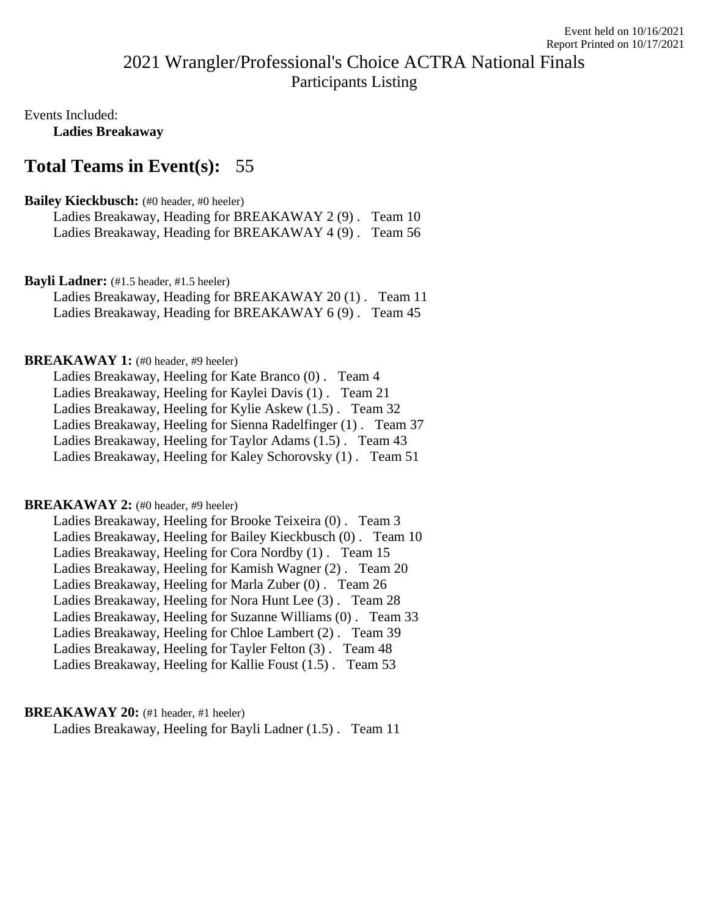Event held on 10/16/2021
Report Printed on 10/17/2021

# 2021 Wrangler/Professional's Choice ACTRA National Finals

## Participants Listing

Events Included:
**Ladies Breakaway**

## Total Teams in Event(s): 55

**Bailey Kieckbusch:** (#0 header, #0 heeler)
Ladies Breakaway, Heading for BREAKAWAY 2 (9) . Team 10
Ladies Breakaway, Heading for BREAKAWAY 4 (9) . Team 56

**Bayli Ladner:** (#1.5 header, #1.5 heeler)
Ladies Breakaway, Heading for BREAKAWAY 20 (1) . Team 11
Ladies Breakaway, Heading for BREAKAWAY 6 (9) . Team 45

**BREAKAWAY 1:** (#0 header, #9 heeler)
Ladies Breakaway, Heeling for Kate Branco (0) . Team 4
Ladies Breakaway, Heeling for Kaylei Davis (1) . Team 21
Ladies Breakaway, Heeling for Kylie Askew (1.5) . Team 32
Ladies Breakaway, Heeling for Sienna Radelfinger (1) . Team 37
Ladies Breakaway, Heeling for Taylor Adams (1.5) . Team 43
Ladies Breakaway, Heeling for Kaley Schorovsky (1) . Team 51

**BREAKAWAY 2:** (#0 header, #9 heeler)
Ladies Breakaway, Heeling for Brooke Teixeira (0) . Team 3
Ladies Breakaway, Heeling for Bailey Kieckbusch (0) . Team 10
Ladies Breakaway, Heeling for Cora Nordby (1) . Team 15
Ladies Breakaway, Heeling for Kamish Wagner (2) . Team 20
Ladies Breakaway, Heeling for Marla Zuber (0) . Team 26
Ladies Breakaway, Heeling for Nora Hunt Lee (3) . Team 28
Ladies Breakaway, Heeling for Suzanne Williams (0) . Team 33
Ladies Breakaway, Heeling for Chloe Lambert (2) . Team 39
Ladies Breakaway, Heeling for Tayler Felton (3) . Team 48
Ladies Breakaway, Heeling for Kallie Foust (1.5) . Team 53

**BREAKAWAY 20:** (#1 header, #1 heeler)
Ladies Breakaway, Heeling for Bayli Ladner (1.5) . Team 11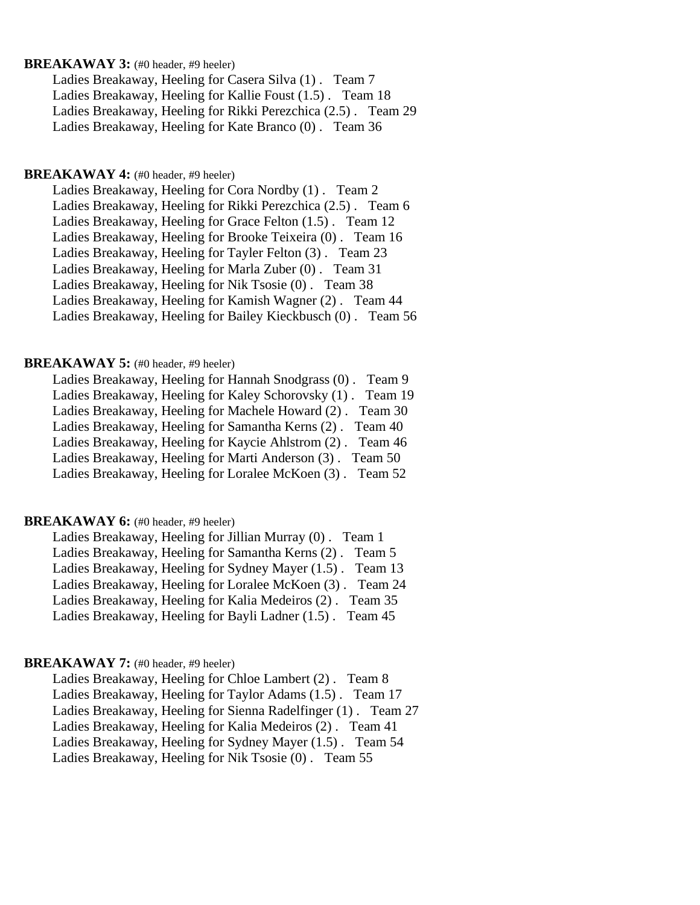**BREAKAWAY 3:** (#0 header, #9 heeler)

Ladies Breakaway, Heeling for Casera Silva (1) .   Team 7
Ladies Breakaway, Heeling for Kallie Foust (1.5) .   Team 18
Ladies Breakaway, Heeling for Rikki Perezchica (2.5) .   Team 29
Ladies Breakaway, Heeling for Kate Branco (0) .   Team 36

**BREAKAWAY 4:** (#0 header, #9 heeler)

Ladies Breakaway, Heeling for Cora Nordby (1) .   Team 2
Ladies Breakaway, Heeling for Rikki Perezchica (2.5) .   Team 6
Ladies Breakaway, Heeling for Grace Felton (1.5) .   Team 12
Ladies Breakaway, Heeling for Brooke Teixeira (0) .   Team 16
Ladies Breakaway, Heeling for Tayler Felton (3) .   Team 23
Ladies Breakaway, Heeling for Marla Zuber (0) .   Team 31
Ladies Breakaway, Heeling for Nik Tsosie (0) .   Team 38
Ladies Breakaway, Heeling for Kamish Wagner (2) .   Team 44
Ladies Breakaway, Heeling for Bailey Kieckbusch (0) .   Team 56

**BREAKAWAY 5:** (#0 header, #9 heeler)

Ladies Breakaway, Heeling for Hannah Snodgrass (0) .   Team 9
Ladies Breakaway, Heeling for Kaley Schorovsky (1) .   Team 19
Ladies Breakaway, Heeling for Machele Howard (2) .   Team 30
Ladies Breakaway, Heeling for Samantha Kerns (2) .   Team 40
Ladies Breakaway, Heeling for Kaycie Ahlstrom (2) .   Team 46
Ladies Breakaway, Heeling for Marti Anderson (3) .   Team 50
Ladies Breakaway, Heeling for Loralee McKoen (3) .   Team 52

**BREAKAWAY 6:** (#0 header, #9 heeler)

Ladies Breakaway, Heeling for Jillian Murray (0) .   Team 1
Ladies Breakaway, Heeling for Samantha Kerns (2) .   Team 5
Ladies Breakaway, Heeling for Sydney Mayer (1.5) .   Team 13
Ladies Breakaway, Heeling for Loralee McKoen (3) .   Team 24
Ladies Breakaway, Heeling for Kalia Medeiros (2) .   Team 35
Ladies Breakaway, Heeling for Bayli Ladner (1.5) .   Team 45

**BREAKAWAY 7:** (#0 header, #9 heeler)

Ladies Breakaway, Heeling for Chloe Lambert (2) .   Team 8
Ladies Breakaway, Heeling for Taylor Adams (1.5) .   Team 17
Ladies Breakaway, Heeling for Sienna Radelfinger (1) .   Team 27
Ladies Breakaway, Heeling for Kalia Medeiros (2) .   Team 41
Ladies Breakaway, Heeling for Sydney Mayer (1.5) .   Team 54
Ladies Breakaway, Heeling for Nik Tsosie (0) .   Team 55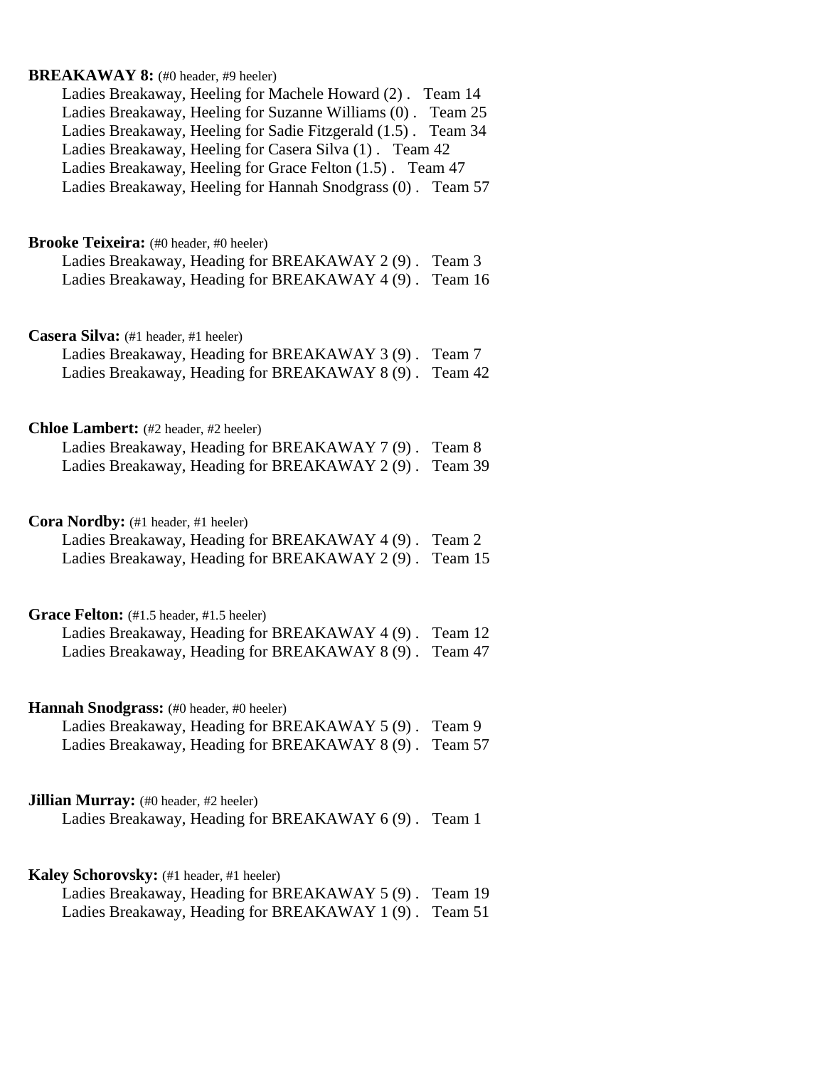**BREAKAWAY 8:** (#0 header, #9 heeler)

Ladies Breakaway, Heeling for Machele Howard (2) . Team 14
Ladies Breakaway, Heeling for Suzanne Williams (0) . Team 25
Ladies Breakaway, Heeling for Sadie Fitzgerald (1.5) . Team 34
Ladies Breakaway, Heeling for Casera Silva (1) . Team 42
Ladies Breakaway, Heeling for Grace Felton (1.5) . Team 47
Ladies Breakaway, Heeling for Hannah Snodgrass (0) . Team 57

**Brooke Teixeira:** (#0 header, #0 heeler)

Ladies Breakaway, Heading for BREAKAWAY 2 (9) . Team 3
Ladies Breakaway, Heading for BREAKAWAY 4 (9) . Team 16

**Casera Silva:** (#1 header, #1 heeler)

Ladies Breakaway, Heading for BREAKAWAY 3 (9) . Team 7
Ladies Breakaway, Heading for BREAKAWAY 8 (9) . Team 42

**Chloe Lambert:** (#2 header, #2 heeler)

Ladies Breakaway, Heading for BREAKAWAY 7 (9) . Team 8
Ladies Breakaway, Heading for BREAKAWAY 2 (9) . Team 39

**Cora Nordby:** (#1 header, #1 heeler)

Ladies Breakaway, Heading for BREAKAWAY 4 (9) . Team 2
Ladies Breakaway, Heading for BREAKAWAY 2 (9) . Team 15

**Grace Felton:** (#1.5 header, #1.5 heeler)

Ladies Breakaway, Heading for BREAKAWAY 4 (9) . Team 12
Ladies Breakaway, Heading for BREAKAWAY 8 (9) . Team 47

**Hannah Snodgrass:** (#0 header, #0 heeler)

Ladies Breakaway, Heading for BREAKAWAY 5 (9) . Team 9
Ladies Breakaway, Heading for BREAKAWAY 8 (9) . Team 57

**Jillian Murray:** (#0 header, #2 heeler)

Ladies Breakaway, Heading for BREAKAWAY 6 (9) . Team 1

**Kaley Schorovsky:** (#1 header, #1 heeler)

Ladies Breakaway, Heading for BREAKAWAY 5 (9) . Team 19
Ladies Breakaway, Heading for BREAKAWAY 1 (9) . Team 51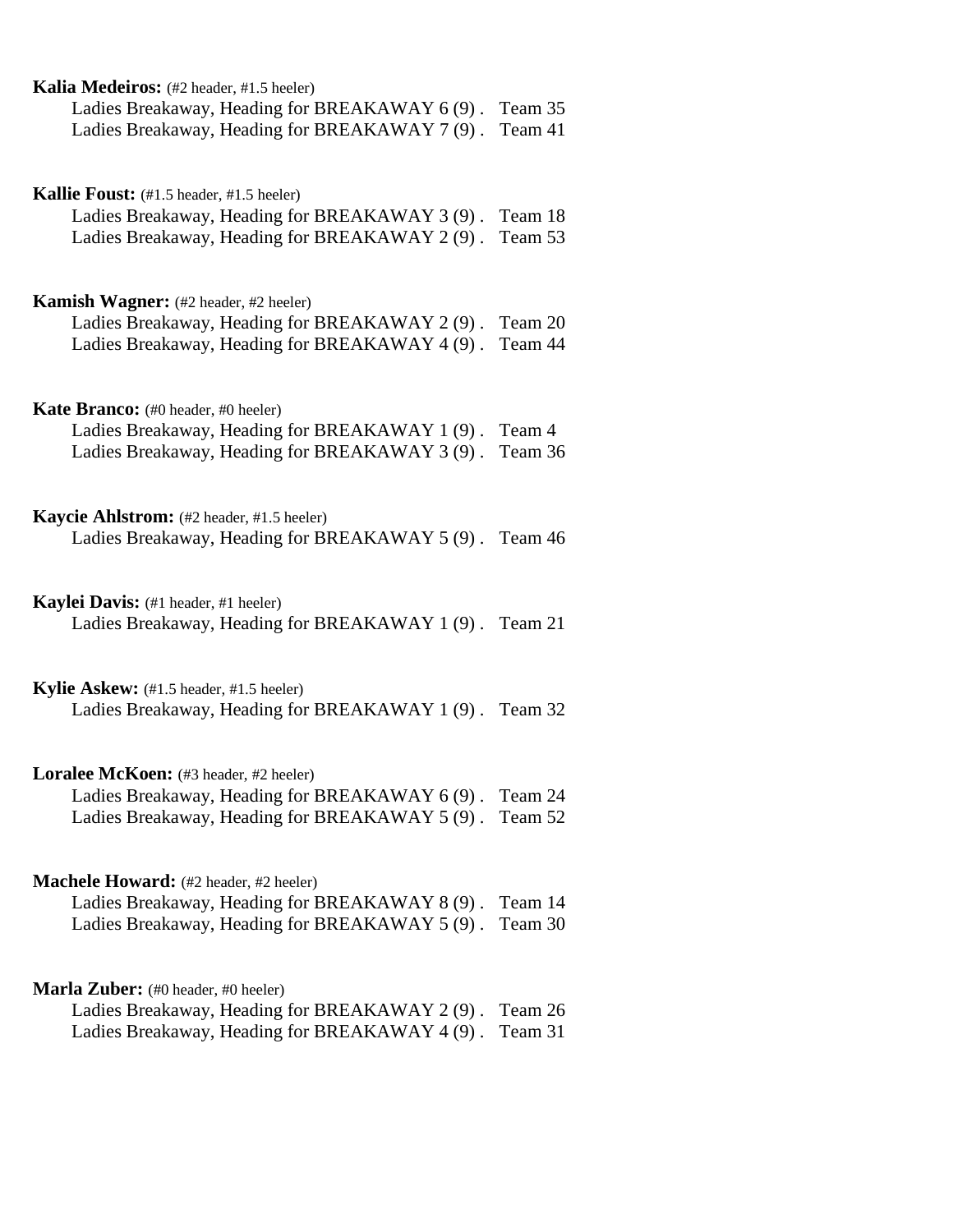**Kalia Medeiros:** (#2 header, #1.5 heeler)
Ladies Breakaway, Heading for BREAKAWAY 6 (9) . Team 35
Ladies Breakaway, Heading for BREAKAWAY 7 (9) . Team 41

**Kallie Foust:** (#1.5 header, #1.5 heeler)
Ladies Breakaway, Heading for BREAKAWAY 3 (9) . Team 18
Ladies Breakaway, Heading for BREAKAWAY 2 (9) . Team 53

**Kamish Wagner:** (#2 header, #2 heeler)
Ladies Breakaway, Heading for BREAKAWAY 2 (9) . Team 20
Ladies Breakaway, Heading for BREAKAWAY 4 (9) . Team 44

**Kate Branco:** (#0 header, #0 heeler)
Ladies Breakaway, Heading for BREAKAWAY 1 (9) . Team 4
Ladies Breakaway, Heading for BREAKAWAY 3 (9) . Team 36

**Kaycie Ahlstrom:** (#2 header, #1.5 heeler)
Ladies Breakaway, Heading for BREAKAWAY 5 (9) . Team 46

**Kaylei Davis:** (#1 header, #1 heeler)
Ladies Breakaway, Heading for BREAKAWAY 1 (9) . Team 21

**Kylie Askew:** (#1.5 header, #1.5 heeler)
Ladies Breakaway, Heading for BREAKAWAY 1 (9) . Team 32

**Loralee McKoen:** (#3 header, #2 heeler)
Ladies Breakaway, Heading for BREAKAWAY 6 (9) . Team 24
Ladies Breakaway, Heading for BREAKAWAY 5 (9) . Team 52

**Machele Howard:** (#2 header, #2 heeler)
Ladies Breakaway, Heading for BREAKAWAY 8 (9) . Team 14
Ladies Breakaway, Heading for BREAKAWAY 5 (9) . Team 30

**Marla Zuber:** (#0 header, #0 heeler)
Ladies Breakaway, Heading for BREAKAWAY 2 (9) . Team 26
Ladies Breakaway, Heading for BREAKAWAY 4 (9) . Team 31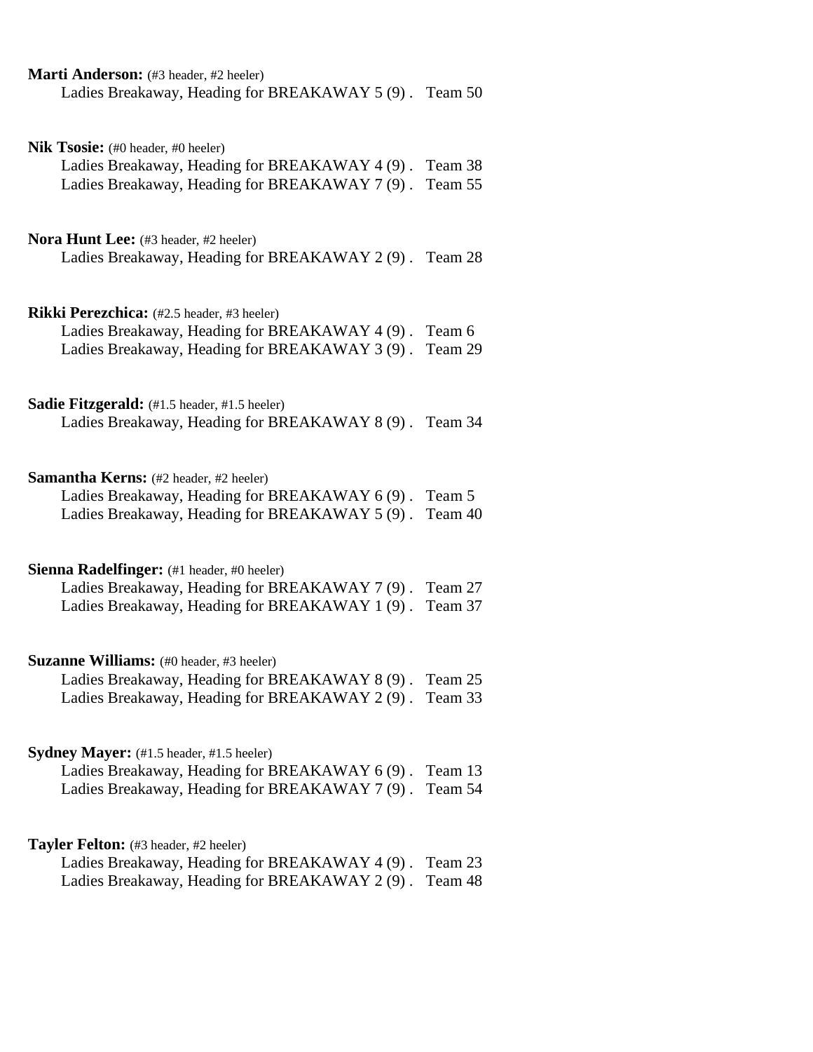**Marti Anderson:** (#3 header, #2 heeler)
Ladies Breakaway, Heading for BREAKAWAY 5 (9) . Team 50

**Nik Tsosie:** (#0 header, #0 heeler)
Ladies Breakaway, Heading for BREAKAWAY 4 (9) . Team 38
Ladies Breakaway, Heading for BREAKAWAY 7 (9) . Team 55

**Nora Hunt Lee:** (#3 header, #2 heeler)
Ladies Breakaway, Heading for BREAKAWAY 2 (9) . Team 28

**Rikki Perezchica:** (#2.5 header, #3 heeler)
Ladies Breakaway, Heading for BREAKAWAY 4 (9) . Team 6
Ladies Breakaway, Heading for BREAKAWAY 3 (9) . Team 29

**Sadie Fitzgerald:** (#1.5 header, #1.5 heeler)
Ladies Breakaway, Heading for BREAKAWAY 8 (9) . Team 34

**Samantha Kerns:** (#2 header, #2 heeler)
Ladies Breakaway, Heading for BREAKAWAY 6 (9) . Team 5
Ladies Breakaway, Heading for BREAKAWAY 5 (9) . Team 40

**Sienna Radelfinger:** (#1 header, #0 heeler)
Ladies Breakaway, Heading for BREAKAWAY 7 (9) . Team 27
Ladies Breakaway, Heading for BREAKAWAY 1 (9) . Team 37

**Suzanne Williams:** (#0 header, #3 heeler)
Ladies Breakaway, Heading for BREAKAWAY 8 (9) . Team 25
Ladies Breakaway, Heading for BREAKAWAY 2 (9) . Team 33

**Sydney Mayer:** (#1.5 header, #1.5 heeler)
Ladies Breakaway, Heading for BREAKAWAY 6 (9) . Team 13
Ladies Breakaway, Heading for BREAKAWAY 7 (9) . Team 54

**Tayler Felton:** (#3 header, #2 heeler)
Ladies Breakaway, Heading for BREAKAWAY 4 (9) . Team 23
Ladies Breakaway, Heading for BREAKAWAY 2 (9) . Team 48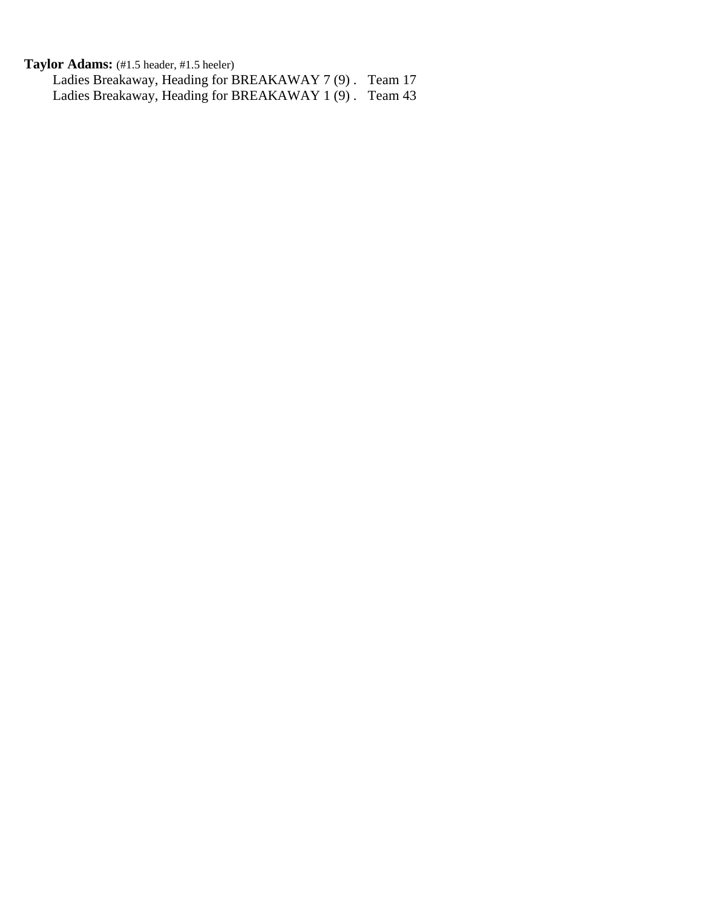**Taylor Adams:** (#1.5 header, #1.5 heeler)

Ladies Breakaway, Heading for BREAKAWAY 7 (9) . Team 17
Ladies Breakaway, Heading for BREAKAWAY 1 (9) . Team 43